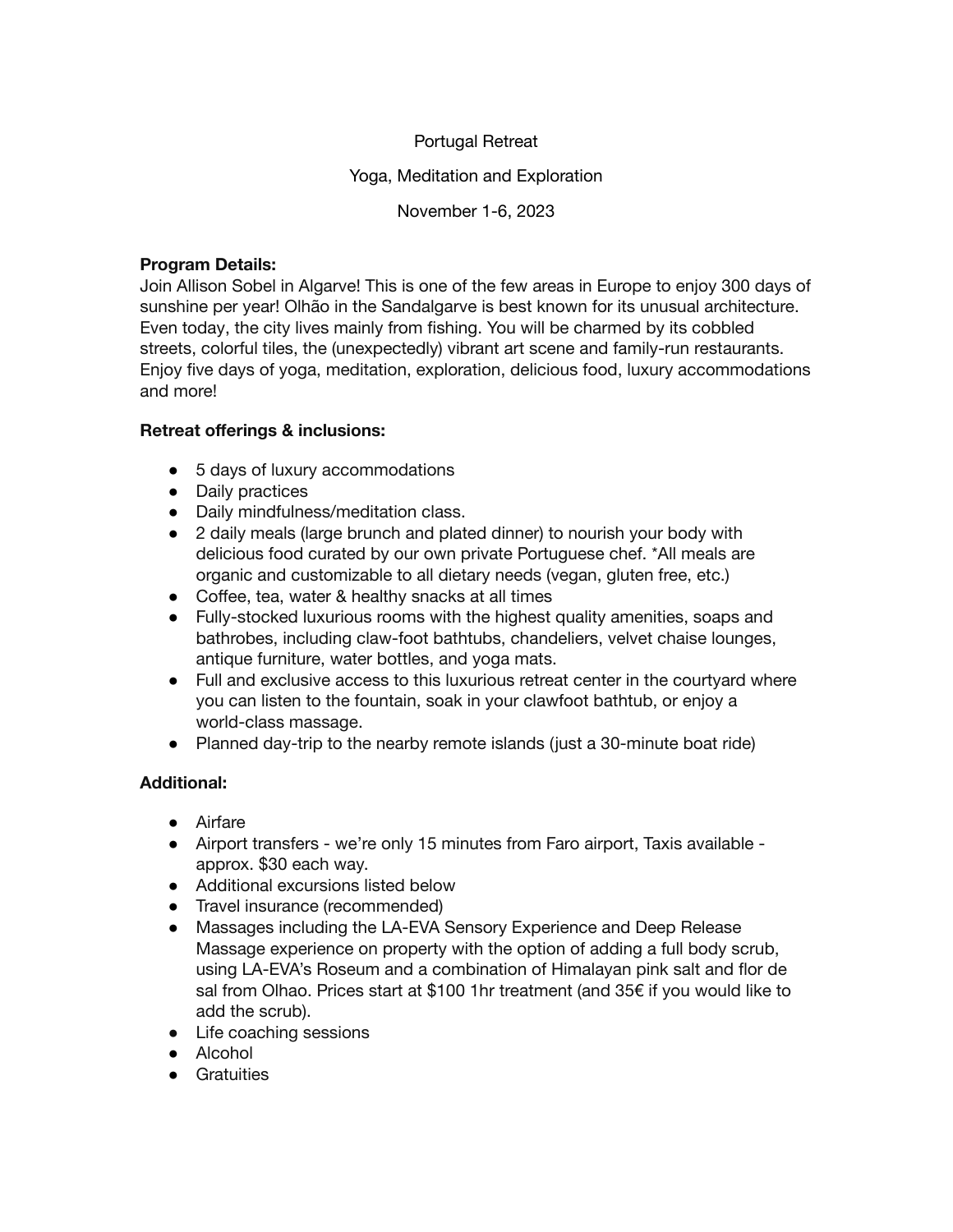# Portugal Retreat

## Yoga, Meditation and Exploration

November 1-6, 2023

**Program Details:**
Join Allison Sobel in Algarve! This is one of the few areas in Europe to enjoy 300 days of sunshine per year! Olhão in the Sandalgarve is best known for its unusual architecture. Even today, the city lives mainly from fishing. You will be charmed by its cobbled streets, colorful tiles, the (unexpectedly) vibrant art scene and family-run restaurants. Enjoy five days of yoga, meditation, exploration, delicious food, luxury accommodations and more!

**Retreat offerings & inclusions:**

- 5 days of luxury accommodations
- Daily practices
- Daily mindfulness/meditation class.
- 2 daily meals (large brunch and plated dinner) to nourish your body with delicious food curated by our own private Portuguese chef. *All meals are organic and customizable to all dietary needs (vegan, gluten free, etc.)
- Coffee, tea, water & healthy snacks at all times
- Fully-stocked luxurious rooms with the highest quality amenities, soaps and bathrobes, including claw-foot bathtubs, chandeliers, velvet chaise lounges, antique furniture, water bottles, and yoga mats.
- Full and exclusive access to this luxurious retreat center in the courtyard where you can listen to the fountain, soak in your clawfoot bathtub, or enjoy a world-class massage.
- Planned day-trip to the nearby remote islands (just a 30-minute boat ride)

**Additional:**

- Airfare
- Airport transfers - we're only 15 minutes from Faro airport, Taxis available - approx. $30 each way.
- Additional excursions listed below
- Travel insurance (recommended)
- Massages including the LA-EVA Sensory Experience and Deep Release Massage experience on property with the option of adding a full body scrub, using LA-EVA's Roseum and a combination of Himalayan pink salt and flor de sal from Olhao. Prices start at $100 1hr treatment (and 35€ if you would like to add the scrub).
- Life coaching sessions
- Alcohol
- Gratuities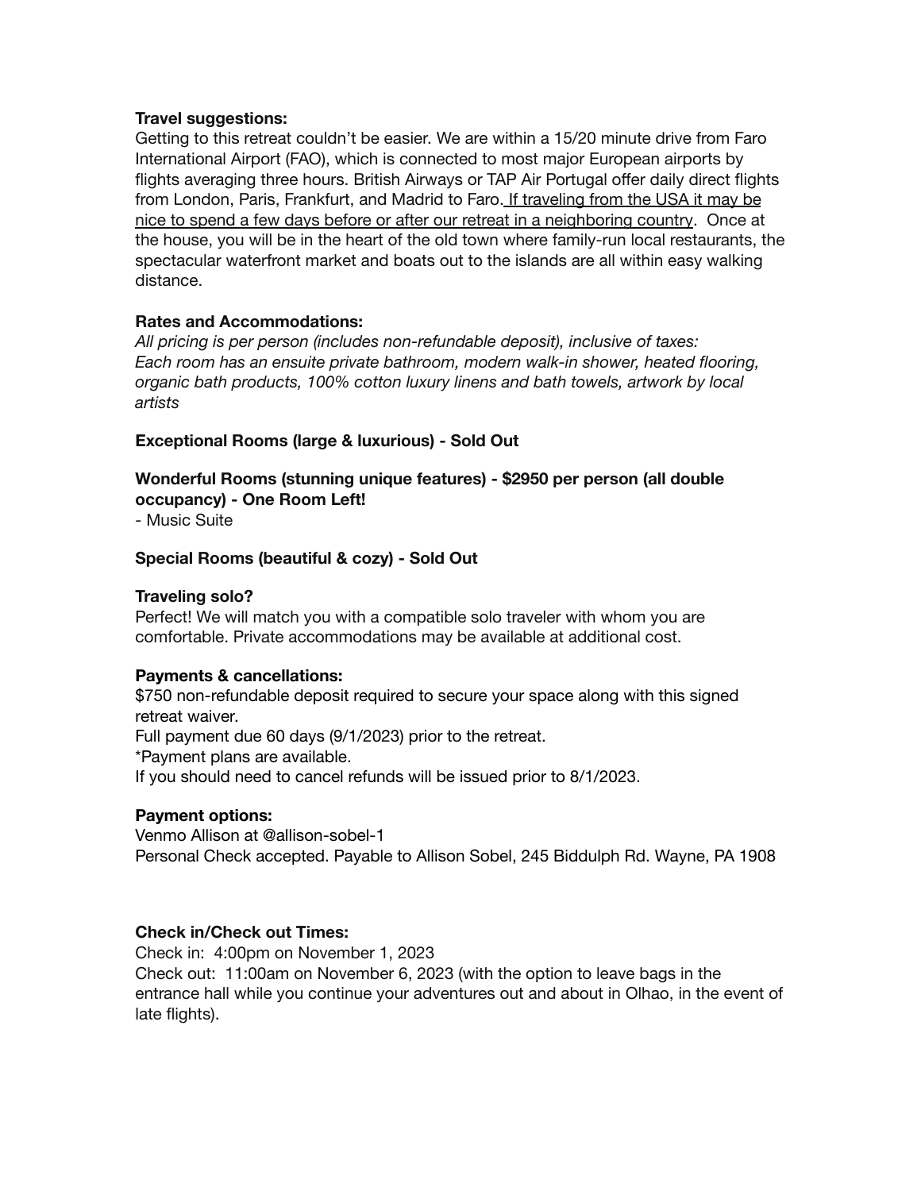**Travel suggestions:**
Getting to this retreat couldn't be easier. We are within a 15/20 minute drive from Faro International Airport (FAO), which is connected to most major European airports by flights averaging three hours. British Airways or TAP Air Portugal offer daily direct flights from London, Paris, Frankfurt, and Madrid to Faro. <u>If traveling from the USA it may be nice to spend a few days before or after our retreat in a neighboring country</u>. Once at the house, you will be in the heart of the old town where family-run local restaurants, the spectacular waterfront market and boats out to the islands are all within easy walking distance.

**Rates and Accommodations:**
*All pricing is per person (includes non-refundable deposit), inclusive of taxes:*
*Each room has an ensuite private bathroom, modern walk-in shower, heated flooring, organic bath products, 100% cotton luxury linens and bath towels, artwork by local artists*

**Exceptional Rooms (large & luxurious) - Sold Out**

**Wonderful Rooms (stunning unique features) - $2950 per person (all double occupancy) - One Room Left!**
- Music Suite

**Special Rooms (beautiful & cozy) - Sold Out**

**Traveling solo?**
Perfect! We will match you with a compatible solo traveler with whom you are comfortable. Private accommodations may be available at additional cost.

**Payments & cancellations:**
$750 non-refundable deposit required to secure your space along with this signed retreat waiver.
Full payment due 60 days (9/1/2023) prior to the retreat.
*Payment plans are available.
If you should need to cancel refunds will be issued prior to 8/1/2023.

**Payment options:**
Venmo Allison at @allison-sobel-1
Personal Check accepted. Payable to Allison Sobel, 245 Biddulph Rd. Wayne, PA 1908

**Check in/Check out Times:**
Check in: 4:00pm on November 1, 2023
Check out: 11:00am on November 6, 2023 (with the option to leave bags in the entrance hall while you continue your adventures out and about in Olhao, in the event of late flights).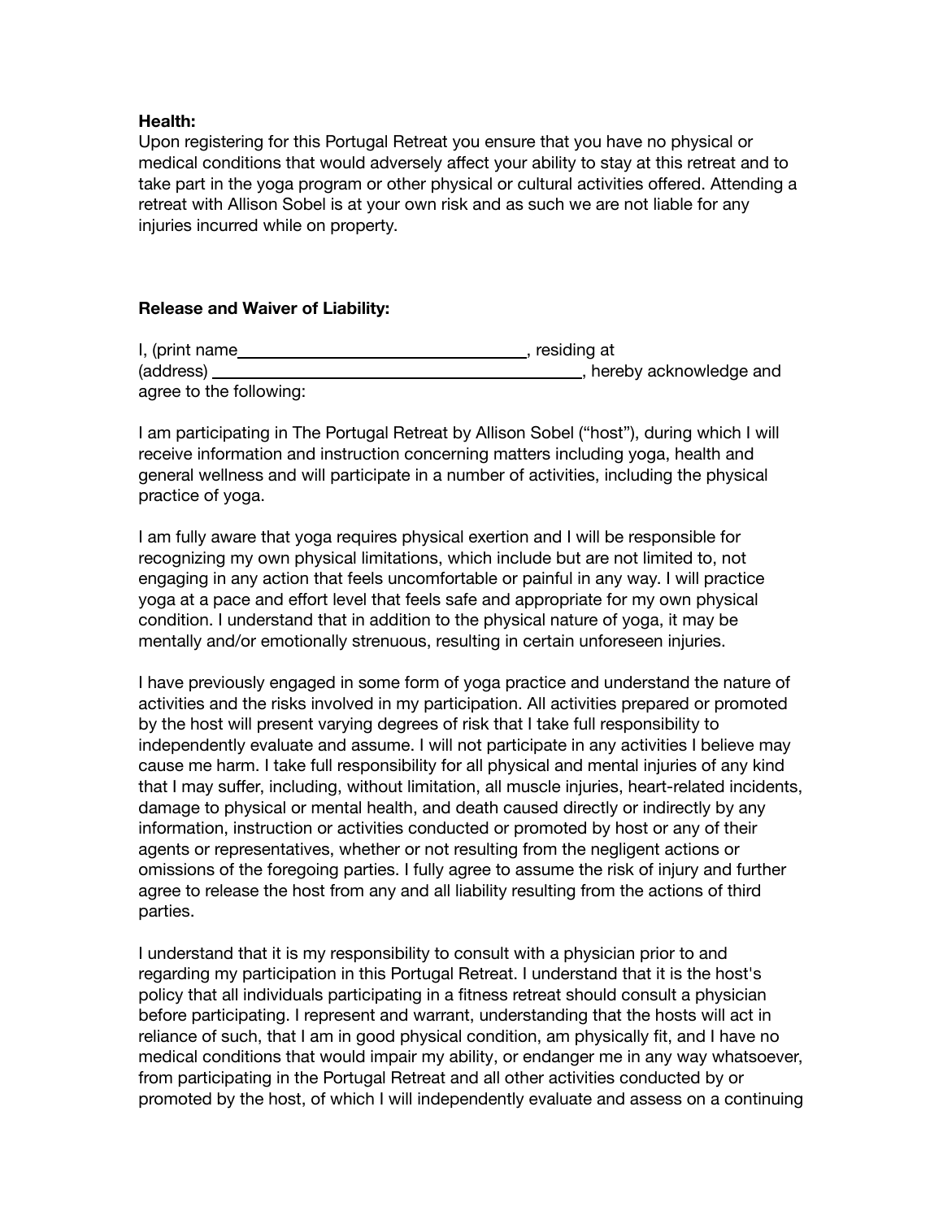**Health:**
Upon registering for this Portugal Retreat you ensure that you have no physical or medical conditions that would adversely affect your ability to stay at this retreat and to take part in the yoga program or other physical or cultural activities offered. Attending a retreat with Allison Sobel is at your own risk and as such we are not liable for any injuries incurred while on property.

**Release and Waiver of Liability:**

I, (print name\_\_\_\_\_\_\_\_\_\_\_\_\_\_\_\_\_\_\_\_\_\_\_\_\_\_\_\_\_\_\_\_\_\_, residing at (address) \_\_\_\_\_\_\_\_\_\_\_\_\_\_\_\_\_\_\_\_\_\_\_\_\_\_\_\_\_\_\_\_\_\_\_\_\_\_\_\_\_\_\_, hereby acknowledge and agree to the following:

I am participating in The Portugal Retreat by Allison Sobel ("host"), during which I will receive information and instruction concerning matters including yoga, health and general wellness and will participate in a number of activities, including the physical practice of yoga.

I am fully aware that yoga requires physical exertion and I will be responsible for recognizing my own physical limitations, which include but are not limited to, not engaging in any action that feels uncomfortable or painful in any way. I will practice yoga at a pace and effort level that feels safe and appropriate for my own physical condition. I understand that in addition to the physical nature of yoga, it may be mentally and/or emotionally strenuous, resulting in certain unforeseen injuries.

I have previously engaged in some form of yoga practice and understand the nature of activities and the risks involved in my participation. All activities prepared or promoted by the host will present varying degrees of risk that I take full responsibility to independently evaluate and assume. I will not participate in any activities I believe may cause me harm. I take full responsibility for all physical and mental injuries of any kind that I may suffer, including, without limitation, all muscle injuries, heart-related incidents, damage to physical or mental health, and death caused directly or indirectly by any information, instruction or activities conducted or promoted by host or any of their agents or representatives, whether or not resulting from the negligent actions or omissions of the foregoing parties. I fully agree to assume the risk of injury and further agree to release the host from any and all liability resulting from the actions of third parties.

I understand that it is my responsibility to consult with a physician prior to and regarding my participation in this Portugal Retreat. I understand that it is the host's policy that all individuals participating in a fitness retreat should consult a physician before participating. I represent and warrant, understanding that the hosts will act in reliance of such, that I am in good physical condition, am physically fit, and I have no medical conditions that would impair my ability, or endanger me in any way whatsoever, from participating in the Portugal Retreat and all other activities conducted by or promoted by the host, of which I will independently evaluate and assess on a continuing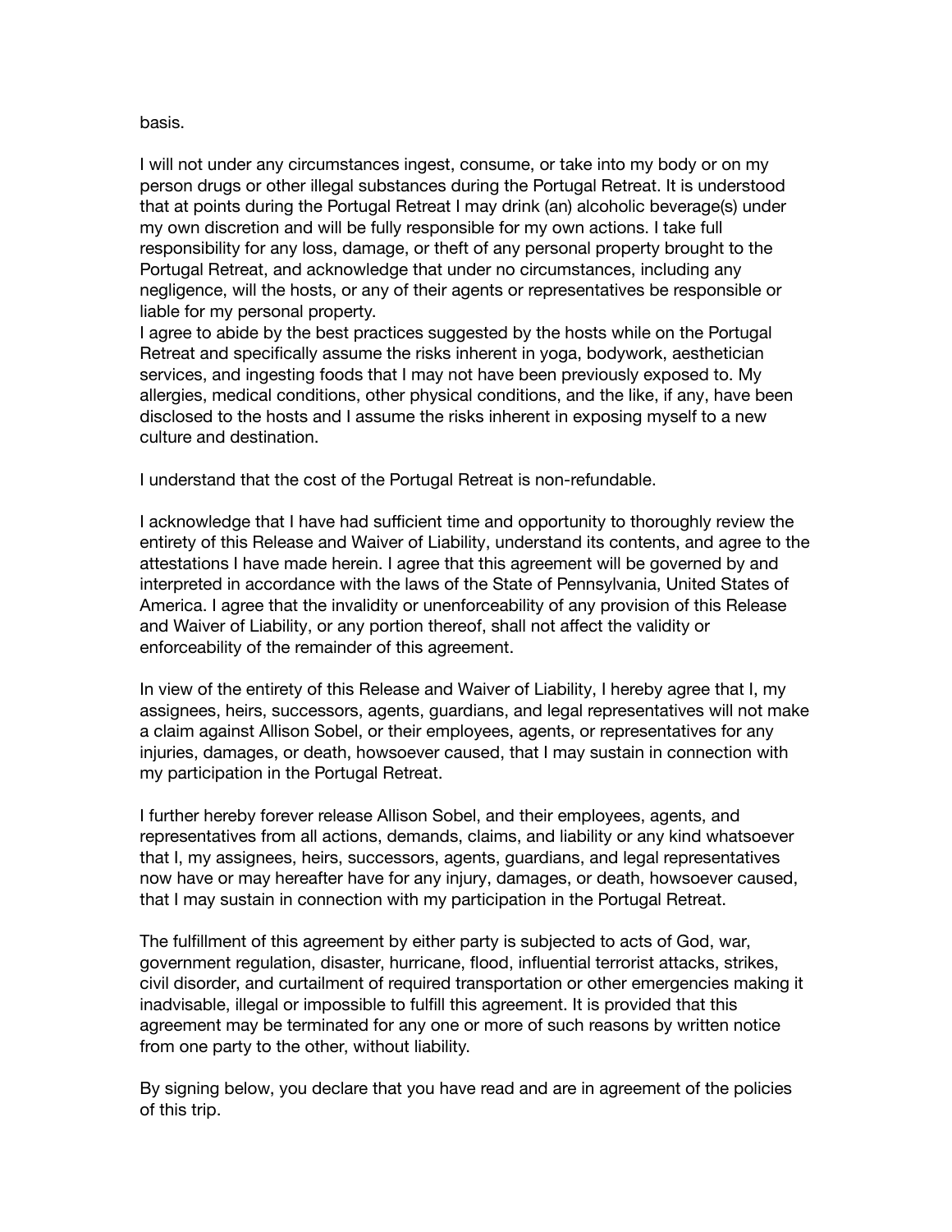basis.

I will not under any circumstances ingest, consume, or take into my body or on my person drugs or other illegal substances during the Portugal Retreat. It is understood that at points during the Portugal Retreat I may drink (an) alcoholic beverage(s) under my own discretion and will be fully responsible for my own actions. I take full responsibility for any loss, damage, or theft of any personal property brought to the Portugal Retreat, and acknowledge that under no circumstances, including any negligence, will the hosts, or any of their agents or representatives be responsible or liable for my personal property.

I agree to abide by the best practices suggested by the hosts while on the Portugal Retreat and specifically assume the risks inherent in yoga, bodywork, aesthetician services, and ingesting foods that I may not have been previously exposed to. My allergies, medical conditions, other physical conditions, and the like, if any, have been disclosed to the hosts and I assume the risks inherent in exposing myself to a new culture and destination.

I understand that the cost of the Portugal Retreat is non-refundable.

I acknowledge that I have had sufficient time and opportunity to thoroughly review the entirety of this Release and Waiver of Liability, understand its contents, and agree to the attestations I have made herein. I agree that this agreement will be governed by and interpreted in accordance with the laws of the State of Pennsylvania, United States of America. I agree that the invalidity or unenforceability of any provision of this Release and Waiver of Liability, or any portion thereof, shall not affect the validity or enforceability of the remainder of this agreement.

In view of the entirety of this Release and Waiver of Liability, I hereby agree that I, my assignees, heirs, successors, agents, guardians, and legal representatives will not make a claim against Allison Sobel, or their employees, agents, or representatives for any injuries, damages, or death, howsoever caused, that I may sustain in connection with my participation in the Portugal Retreat.

I further hereby forever release Allison Sobel, and their employees, agents, and representatives from all actions, demands, claims, and liability or any kind whatsoever that I, my assignees, heirs, successors, agents, guardians, and legal representatives now have or may hereafter have for any injury, damages, or death, howsoever caused, that I may sustain in connection with my participation in the Portugal Retreat.

The fulfillment of this agreement by either party is subjected to acts of God, war, government regulation, disaster, hurricane, flood, influential terrorist attacks, strikes, civil disorder, and curtailment of required transportation or other emergencies making it inadvisable, illegal or impossible to fulfill this agreement. It is provided that this agreement may be terminated for any one or more of such reasons by written notice from one party to the other, without liability.

By signing below, you declare that you have read and are in agreement of the policies of this trip.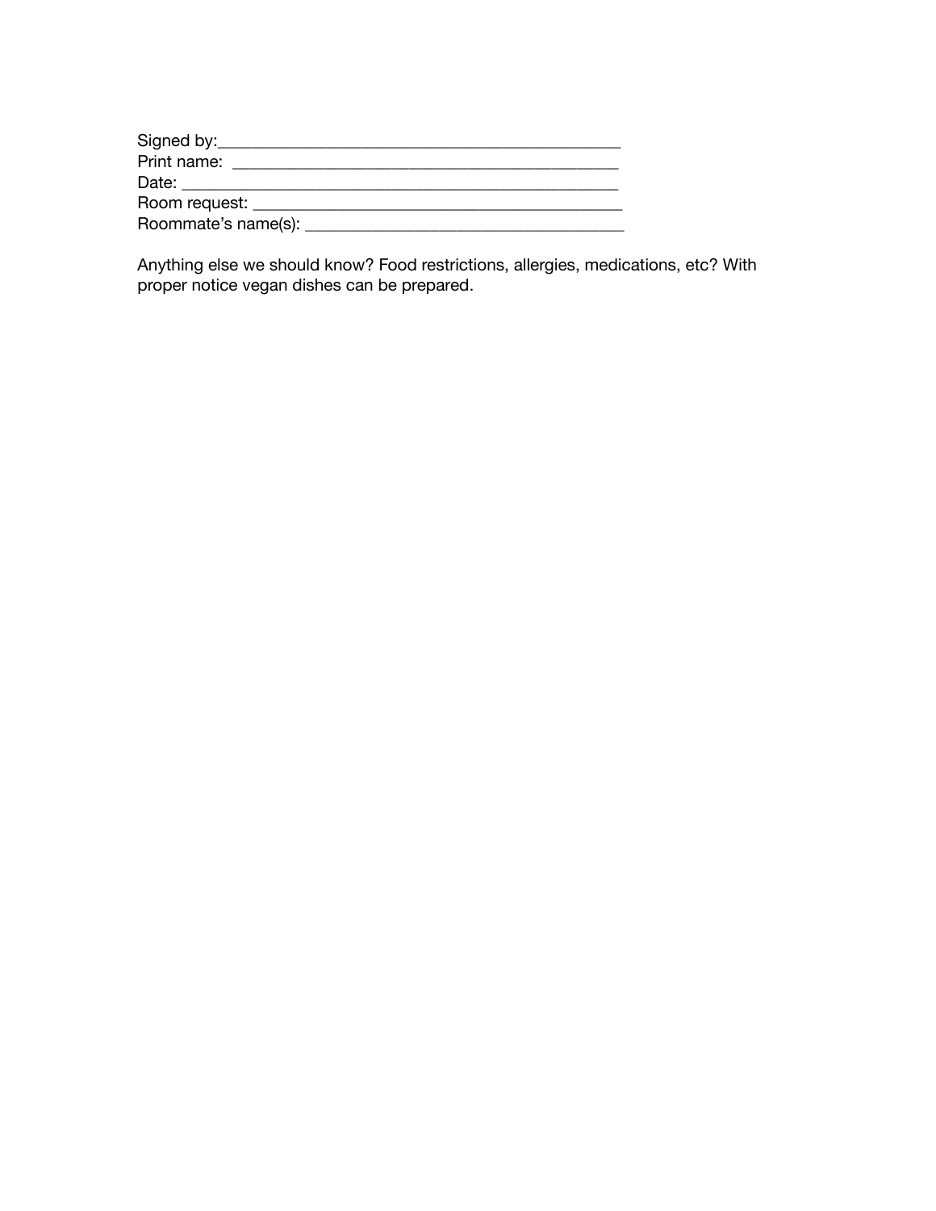Signed by:_______________________________________________

Print name: ____________________________________________

Date: __________________________________________________

Room request: ___________________________________________

Roommate's name(s): ____________________________________

Anything else we should know? Food restrictions, allergies, medications, etc? With proper notice vegan dishes can be prepared.